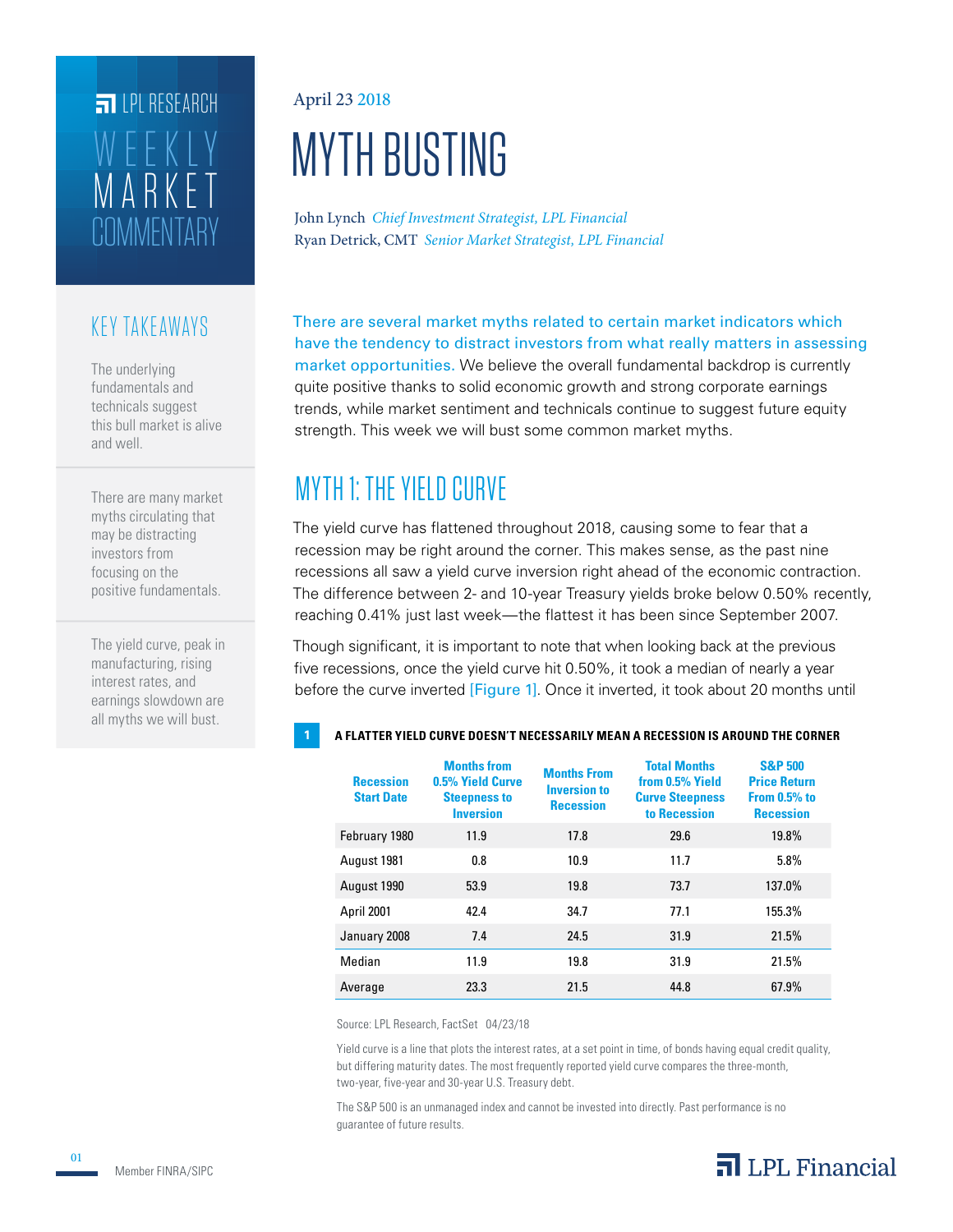LPL RESEARCH

WEEKLY MARKET COMMENTARY

April 23 2018

# MYTH BUSTING

John Lynch *Chief Investment Strategist, LPL Financial*
Ryan Detrick, CMT *Senior Market Strategist, LPL Financial*

## KEY TAKEAWAYS

The underlying fundamentals and technicals suggest this bull market is alive and well.

There are many market myths circulating that may be distracting investors from focusing on the positive fundamentals.

The yield curve, peak in manufacturing, rising interest rates, and earnings slowdown are all myths we will bust.

There are several market myths related to certain market indicators which have the tendency to distract investors from what really matters in assessing market opportunities. We believe the overall fundamental backdrop is currently quite positive thanks to solid economic growth and strong corporate earnings trends, while market sentiment and technicals continue to suggest future equity strength. This week we will bust some common market myths.

## MYTH 1: THE YIELD CURVE

The yield curve has flattened throughout 2018, causing some to fear that a recession may be right around the corner. This makes sense, as the past nine recessions all saw a yield curve inversion right ahead of the economic contraction. The difference between 2- and 10-year Treasury yields broke below 0.50% recently, reaching 0.41% just last week—the flattest it has been since September 2007.

Though significant, it is important to note that when looking back at the previous five recessions, once the yield curve hit 0.50%, it took a median of nearly a year before the curve inverted [Figure 1]. Once it inverted, it took about 20 months until

**1 A FLATTER YIELD CURVE DOESN'T NECESSARILY MEAN A RECESSION IS AROUND THE CORNER**

| Recession Start Date | Months from 0.5% Yield Curve Steepness to Inversion | Months From Inversion to Recession | Total Months from 0.5% Yield Curve Steepness to Recession | S&P 500 Price Return From 0.5% to Recession |
|---|---|---|---|---|
| February 1980 | 11.9 | 17.8 | 29.6 | 19.8% |
| August 1981 | 0.8 | 10.9 | 11.7 | 5.8% |
| August 1990 | 53.9 | 19.8 | 73.7 | 137.0% |
| April 2001 | 42.4 | 34.7 | 77.1 | 155.3% |
| January 2008 | 7.4 | 24.5 | 31.9 | 21.5% |
| Median | 11.9 | 19.8 | 31.9 | 21.5% |
| Average | 23.3 | 21.5 | 44.8 | 67.9% |

Source: LPL Research, FactSet 04/23/18

Yield curve is a line that plots the interest rates, at a set point in time, of bonds having equal credit quality, but differing maturity dates. The most frequently reported yield curve compares the three-month, two-year, five-year and 30-year U.S. Treasury debt.

The S&P 500 is an unmanaged index and cannot be invested into directly. Past performance is no guarantee of future results.

Member FINRA/SIPC

LPL Financial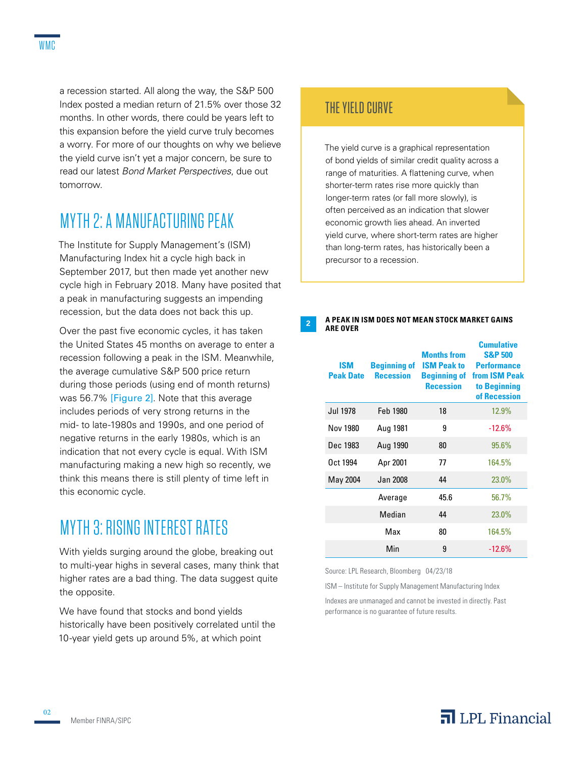a recession started. All along the way, the S&P 500 Index posted a median return of 21.5% over those 32 months. In other words, there could be years left to this expansion before the yield curve truly becomes a worry. For more of our thoughts on why we believe the yield curve isn't yet a major concern, be sure to read our latest *Bond Market Perspectives*, due out tomorrow.

## MYTH 2: A MANUFACTURING PEAK

The Institute for Supply Management's (ISM) Manufacturing Index hit a cycle high back in September 2017, but then made yet another new cycle high in February 2018. Many have posited that a peak in manufacturing suggests an impending recession, but the data does not back this up.

Over the past five economic cycles, it has taken the United States 45 months on average to enter a recession following a peak in the ISM. Meanwhile, the average cumulative S&P 500 price return during those periods (using end of month returns) was 56.7% [Figure 2]. Note that this average includes periods of very strong returns in the mid- to late-1980s and 1990s, and one period of negative returns in the early 1980s, which is an indication that not every cycle is equal. With ISM manufacturing making a new high so recently, we think this means there is still plenty of time left in this economic cycle.

## MYTH 3: RISING INTEREST RATES

With yields surging around the globe, breaking out to multi-year highs in several cases, many think that higher rates are a bad thing. The data suggest quite the opposite.

We have found that stocks and bond yields historically have been positively correlated until the 10-year yield gets up around 5%, at which point

### THE YIELD CURVE

The yield curve is a graphical representation of bond yields of similar credit quality across a range of maturities. A flattening curve, when shorter-term rates rise more quickly than longer-term rates (or fall more slowly), is often perceived as an indication that slower economic growth lies ahead. An inverted yield curve, where short-term rates are higher than long-term rates, has historically been a precursor to a recession.

**2 A PEAK IN ISM DOES NOT MEAN STOCK MARKET GAINS ARE OVER**

| ISM Peak Date | Beginning of Recession | Months from ISM Peak to Beginning of Recession | Cumulative S&P 500 Performance from ISM Peak to Beginning of Recession |
|---|---|---|---|
| Jul 1978 | Feb 1980 | 18 | 12.9% |
| Nov 1980 | Aug 1981 | 9 | -12.6% |
| Dec 1983 | Aug 1990 | 80 | 95.6% |
| Oct 1994 | Apr 2001 | 77 | 164.5% |
| May 2004 | Jan 2008 | 44 | 23.0% |
| | Average | 45.6 | 56.7% |
| | Median | 44 | 23.0% |
| | Max | 80 | 164.5% |
| | Min | 9 | -12.6% |

Source: LPL Research, Bloomberg 04/23/18

ISM – Institute for Supply Management Manufacturing Index

Indexes are unmanaged and cannot be invested in directly. Past performance is no guarantee of future results.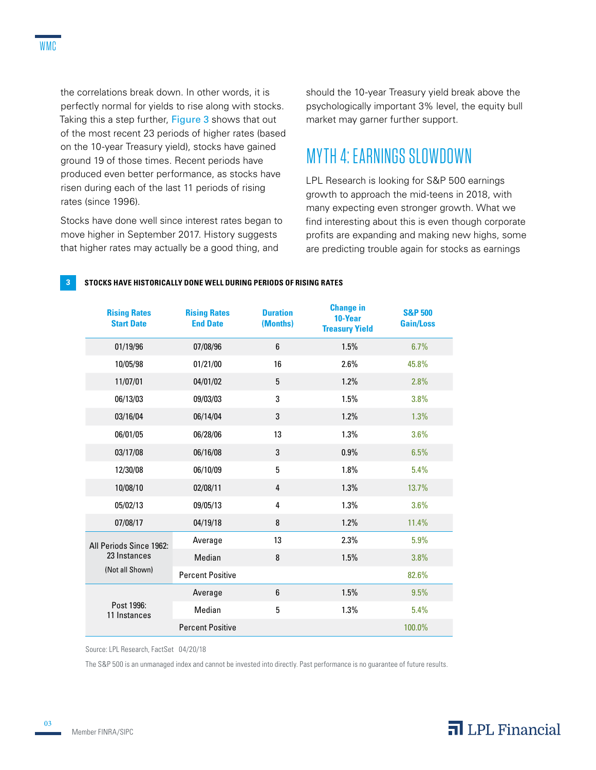the correlations break down. In other words, it is perfectly normal for yields to rise along with stocks. Taking this a step further, Figure 3 shows that out of the most recent 23 periods of higher rates (based on the 10-year Treasury yield), stocks have gained ground 19 of those times. Recent periods have produced even better performance, as stocks have risen during each of the last 11 periods of rising rates (since 1996).

Stocks have done well since interest rates began to move higher in September 2017. History suggests that higher rates may actually be a good thing, and should the 10-year Treasury yield break above the psychologically important 3% level, the equity bull market may garner further support.

## MYTH 4: EARNINGS SLOWDOWN

LPL Research is looking for S&P 500 earnings growth to approach the mid-teens in 2018, with many expecting even stronger growth. What we find interesting about this is even though corporate profits are expanding and making new highs, some are predicting trouble again for stocks as earnings

**3 STOCKS HAVE HISTORICALLY DONE WELL DURING PERIODS OF RISING RATES**

| Rising Rates Start Date | Rising Rates End Date | Duration (Months) | Change in 10-Year Treasury Yield | S&P 500 Gain/Loss |
|---|---|---|---|---|
| 01/19/96 | 07/08/96 | 6 | 1.5% | 6.7% |
| 10/05/98 | 01/21/00 | 16 | 2.6% | 45.8% |
| 11/07/01 | 04/01/02 | 5 | 1.2% | 2.8% |
| 06/13/03 | 09/03/03 | 3 | 1.5% | 3.8% |
| 03/16/04 | 06/14/04 | 3 | 1.2% | 1.3% |
| 06/01/05 | 06/28/06 | 13 | 1.3% | 3.6% |
| 03/17/08 | 06/16/08 | 3 | 0.9% | 6.5% |
| 12/30/08 | 06/10/09 | 5 | 1.8% | 5.4% |
| 10/08/10 | 02/08/11 | 4 | 1.3% | 13.7% |
| 05/02/13 | 09/05/13 | 4 | 1.3% | 3.6% |
| 07/08/17 | 04/19/18 | 8 | 1.2% | 11.4% |
| All Periods Since 1962: 23 Instances (Not all Shown) | Average | 13 | 2.3% | 5.9% |
| | Median | 8 | 1.5% | 3.8% |
| | Percent Positive | | | 82.6% |
| Post 1996: 11 Instances | Average | 6 | 1.5% | 9.5% |
| | Median | 5 | 1.3% | 5.4% |
| | Percent Positive | | | 100.0% |

Source: LPL Research, FactSet 04/20/18

The S&P 500 is an unmanaged index and cannot be invested into directly. Past performance is no guarantee of future results.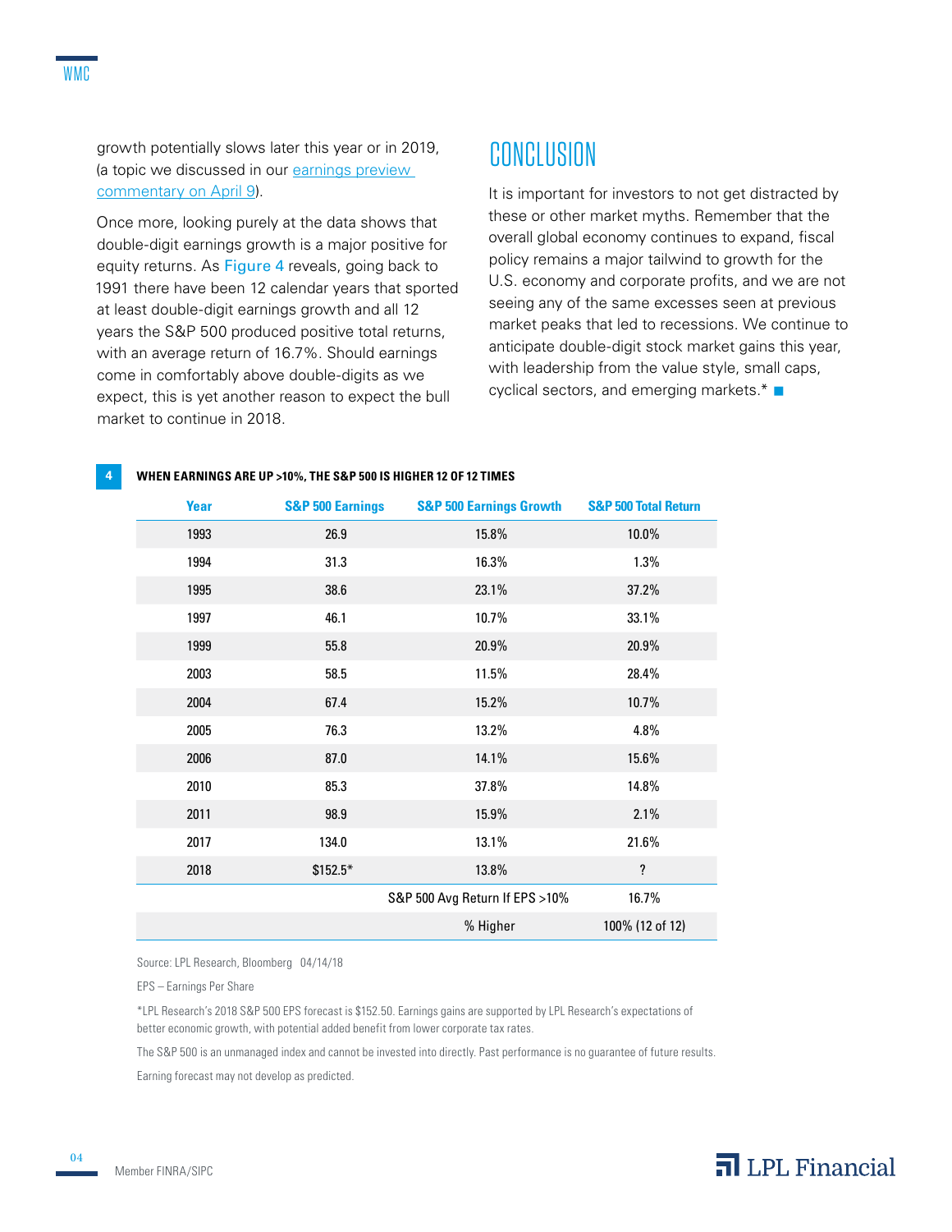growth potentially slows later this year or in 2019, (a topic we discussed in our [earnings preview commentary on April 9](#)).

Once more, looking purely at the data shows that double-digit earnings growth is a major positive for equity returns. As Figure 4 reveals, going back to 1991 there have been 12 calendar years that sported at least double-digit earnings growth and all 12 years the S&P 500 produced positive total returns, with an average return of 16.7%. Should earnings come in comfortably above double-digits as we expect, this is yet another reason to expect the bull market to continue in 2018.

## CONCLUSION

It is important for investors to not get distracted by these or other market myths. Remember that the overall global economy continues to expand, fiscal policy remains a major tailwind to growth for the U.S. economy and corporate profits, and we are not seeing any of the same excesses seen at previous market peaks that led to recessions. We continue to anticipate double-digit stock market gains this year, with leadership from the value style, small caps, cyclical sectors, and emerging markets.* ■

**4 WHEN EARNINGS ARE UP >10%, THE S&P 500 IS HIGHER 12 OF 12 TIMES**

| Year | S&P 500 Earnings | S&P 500 Earnings Growth | S&P 500 Total Return |
|---|---|---|---|
| 1993 | 26.9 | 15.8% | 10.0% |
| 1994 | 31.3 | 16.3% | 1.3% |
| 1995 | 38.6 | 23.1% | 37.2% |
| 1997 | 46.1 | 10.7% | 33.1% |
| 1999 | 55.8 | 20.9% | 20.9% |
| 2003 | 58.5 | 11.5% | 28.4% |
| 2004 | 67.4 | 15.2% | 10.7% |
| 2005 | 76.3 | 13.2% | 4.8% |
| 2006 | 87.0 | 14.1% | 15.6% |
| 2010 | 85.3 | 37.8% | 14.8% |
| 2011 | 98.9 | 15.9% | 2.1% |
| 2017 | 134.0 | 13.1% | 21.6% |
| 2018 | $152.5* | 13.8% | ? |
| | | S&P 500 Avg Return If EPS >10% | 16.7% |
| | | % Higher | 100% (12 of 12) |

Source: LPL Research, Bloomberg 04/14/18

EPS – Earnings Per Share

*LPL Research's 2018 S&P 500 EPS forecast is $152.50. Earnings gains are supported by LPL Research's expectations of better economic growth, with potential added benefit from lower corporate tax rates.

The S&P 500 is an unmanaged index and cannot be invested into directly. Past performance is no guarantee of future results.

Earning forecast may not develop as predicted.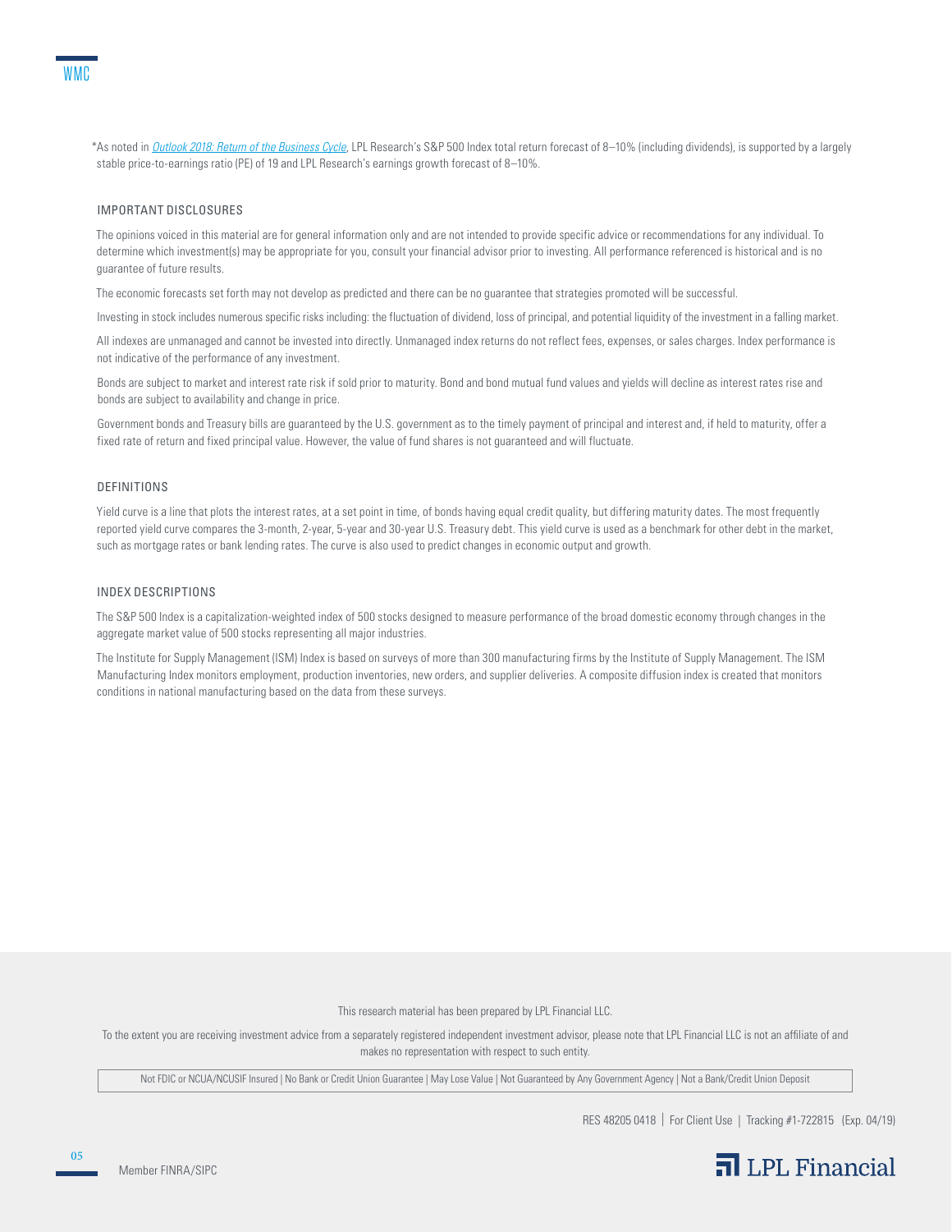*As noted in *Outlook 2018: Return of the Business Cycle*, LPL Research's S&P 500 Index total return forecast of 8–10% (including dividends), is supported by a largely stable price-to-earnings ratio (PE) of 19 and LPL Research's earnings growth forecast of 8–10%.

## IMPORTANT DISCLOSURES

The opinions voiced in this material are for general information only and are not intended to provide specific advice or recommendations for any individual. To determine which investment(s) may be appropriate for you, consult your financial advisor prior to investing. All performance referenced is historical and is no guarantee of future results.

The economic forecasts set forth may not develop as predicted and there can be no guarantee that strategies promoted will be successful.

Investing in stock includes numerous specific risks including: the fluctuation of dividend, loss of principal, and potential liquidity of the investment in a falling market.

All indexes are unmanaged and cannot be invested into directly. Unmanaged index returns do not reflect fees, expenses, or sales charges. Index performance is not indicative of the performance of any investment.

Bonds are subject to market and interest rate risk if sold prior to maturity. Bond and bond mutual fund values and yields will decline as interest rates rise and bonds are subject to availability and change in price.

Government bonds and Treasury bills are guaranteed by the U.S. government as to the timely payment of principal and interest and, if held to maturity, offer a fixed rate of return and fixed principal value. However, the value of fund shares is not guaranteed and will fluctuate.

## DEFINITIONS

Yield curve is a line that plots the interest rates, at a set point in time, of bonds having equal credit quality, but differing maturity dates. The most frequently reported yield curve compares the 3-month, 2-year, 5-year and 30-year U.S. Treasury debt. This yield curve is used as a benchmark for other debt in the market, such as mortgage rates or bank lending rates. The curve is also used to predict changes in economic output and growth.

## INDEX DESCRIPTIONS

The S&P 500 Index is a capitalization-weighted index of 500 stocks designed to measure performance of the broad domestic economy through changes in the aggregate market value of 500 stocks representing all major industries.

The Institute for Supply Management (ISM) Index is based on surveys of more than 300 manufacturing firms by the Institute of Supply Management. The ISM Manufacturing Index monitors employment, production inventories, new orders, and supplier deliveries. A composite diffusion index is created that monitors conditions in national manufacturing based on the data from these surveys.

This research material has been prepared by LPL Financial LLC.

To the extent you are receiving investment advice from a separately registered independent investment advisor, please note that LPL Financial LLC is not an affiliate of and makes no representation with respect to such entity.

Not FDIC or NCUA/NCUSIF Insured | No Bank or Credit Union Guarantee | May Lose Value | Not Guaranteed by Any Government Agency | Not a Bank/Credit Union Deposit

RES 48205 0418 | For Client Use | Tracking #1-722815 (Exp. 04/19)

Member FINRA/SIPC

LPL Financial